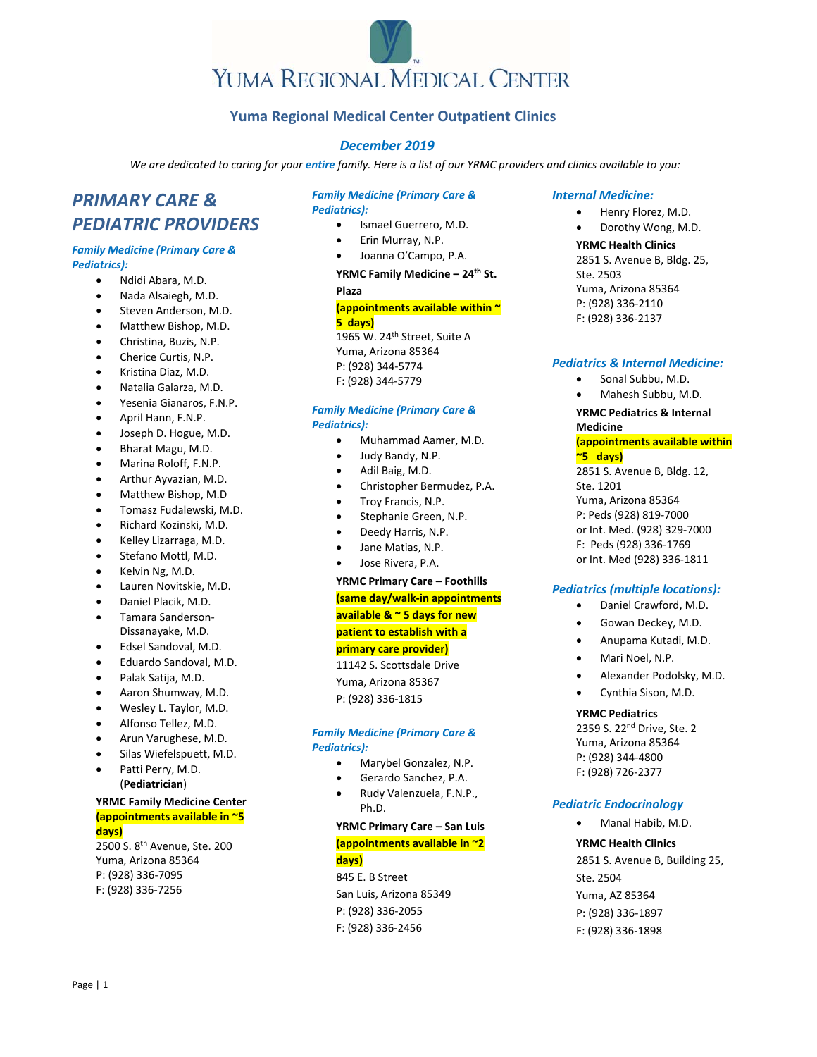# Yuma Regional Medical Center

## Yuma Regional Medical Center Outpatient Clinics

### *December 2019*

*We are dedicated to caring for your **entire** family. Here is a list of our YRMC providers and clinics available to you:*

## *PRIMARY CARE & PEDIATRIC PROVIDERS*

### *Family Medicine (Primary Care & Pediatrics):*

- Ndidi Abara, M.D.
- Nada Alsaiegh, M.D.
- Steven Anderson, M.D.
- Matthew Bishop, M.D.
- Christina, Buzis, N.P.
- Cherice Curtis, N.P.
- Kristina Diaz, M.D.
- Natalia Galarza, M.D.
- Yesenia Gianaros, F.N.P.
- April Hann, F.N.P.
- Joseph D. Hogue, M.D.
- Bharat Magu, M.D.
- Marina Roloff, F.N.P.
- Arthur Ayvazian, M.D.
- Matthew Bishop, M.D
- Tomasz Fudalewski, M.D.
- Richard Kozinski, M.D.
- Kelley Lizarraga, M.D.
- Stefano Mottl, M.D.
- Kelvin Ng, M.D.
- Lauren Novitskie, M.D.
- Daniel Placik, M.D.
- Tamara Sanderson-Dissanayake, M.D.
- Edsel Sandoval, M.D.
- Eduardo Sandoval, M.D.
- Palak Satija, M.D.
- Aaron Shumway, M.D.
- Wesley L. Taylor, M.D.
- Alfonso Tellez, M.D.
- Arun Varughese, M.D.
- Silas Wiefelspuett, M.D.
- Patti Perry, M.D. (**Pediatrician**)

**YRMC Family Medicine Center**
**(appointments available in ~5 days)**
2500 S. 8th Avenue, Ste. 200
Yuma, Arizona 85364
P: (928) 336-7095
F: (928) 336-7256

### *Family Medicine (Primary Care & Pediatrics):*

- Ismael Guerrero, M.D.
- Erin Murray, N.P.
- Joanna O'Campo, P.A.

**YRMC Family Medicine – 24th St. Plaza**
**(appointments available within ~ 5 days)**
1965 W. 24th Street, Suite A
Yuma, Arizona 85364
P: (928) 344-5774
F: (928) 344-5779

### *Family Medicine (Primary Care & Pediatrics):*

- Muhammad Aamer, M.D.
- Judy Bandy, N.P.
- Adil Baig, M.D.
- Christopher Bermudez, P.A.
- Troy Francis, N.P.
- Stephanie Green, N.P.
- Deedy Harris, N.P.
- Jane Matias, N.P.
- Jose Rivera, P.A.

**YRMC Primary Care – Foothills**
**(same day/walk-in appointments available & ~ 5 days for new patient to establish with a primary care provider)**
11142 S. Scottsdale Drive
Yuma, Arizona 85367
P: (928) 336-1815

### *Family Medicine (Primary Care & Pediatrics):*

- Marybel Gonzalez, N.P.
- Gerardo Sanchez, P.A.
- Rudy Valenzuela, F.N.P., Ph.D.

**YRMC Primary Care – San Luis**
**(appointments available in ~2 days)**
845 E. B Street
San Luis, Arizona 85349
P: (928) 336-2055
F: (928) 336-2456

### *Internal Medicine:*

- Henry Florez, M.D.
- Dorothy Wong, M.D.

**YRMC Health Clinics**
2851 S. Avenue B, Bldg. 25, Ste. 2503
Yuma, Arizona 85364
P: (928) 336-2110
F: (928) 336-2137

### *Pediatrics & Internal Medicine:*

- Sonal Subbu, M.D.
- Mahesh Subbu, M.D.

**YRMC Pediatrics & Internal Medicine**
**(appointments available within ~5 days)**
2851 S. Avenue B, Bldg. 12, Ste. 1201
Yuma, Arizona 85364
P: Peds (928) 819-7000
or Int. Med. (928) 329-7000
F: Peds (928) 336-1769
or Int. Med (928) 336-1811

### *Pediatrics (multiple locations):*

- Daniel Crawford, M.D.
- Gowan Deckey, M.D.
- Anupama Kutadi, M.D.
- Mari Noel, N.P.
- Alexander Podolsky, M.D.
- Cynthia Sison, M.D.

**YRMC Pediatrics**
2359 S. 22nd Drive, Ste. 2
Yuma, Arizona 85364
P: (928) 344-4800
F: (928) 726-2377

### *Pediatric Endocrinology*

- Manal Habib, M.D.

**YRMC Health Clinics**
2851 S. Avenue B, Building 25, Ste. 2504
Yuma, AZ 85364
P: (928) 336-1897
F: (928) 336-1898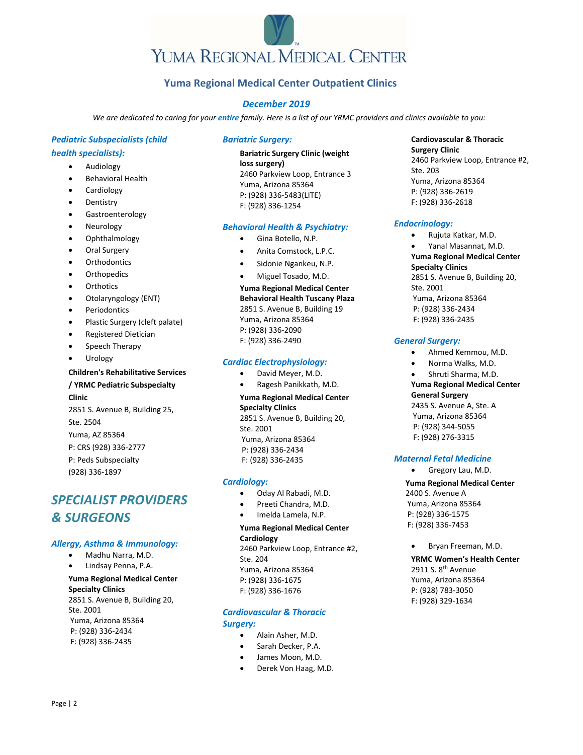# Yuma Regional Medical Center

## Yuma Regional Medical Center Outpatient Clinics

### *December 2019*

*We are dedicated to caring for your **entire** family. Here is a list of our YRMC providers and clinics available to you:*

### *Pediatric Subspecialists (child health specialists):*

- Audiology
- Behavioral Health
- Cardiology
- Dentistry
- Gastroenterology
- Neurology
- Ophthalmology
- Oral Surgery
- Orthodontics
- Orthopedics
- Orthotics
- Otolaryngology (ENT)
- Periodontics
- Plastic Surgery (cleft palate)
- Registered Dietician
- Speech Therapy
- Urology

**Children's Rehabilitative Services / YRMC Pediatric Subspecialty Clinic**
2851 S. Avenue B, Building 25, Ste. 2504
Yuma, AZ 85364
P: CRS (928) 336-2777
P: Peds Subspecialty (928) 336-1897

## *SPECIALIST PROVIDERS & SURGEONS*

### *Allergy, Asthma & Immunology:*

- Madhu Narra, M.D.
- Lindsay Penna, P.A.

**Yuma Regional Medical Center Specialty Clinics**
2851 S. Avenue B, Building 20, Ste. 2001
Yuma, Arizona 85364
P: (928) 336-2434
F: (928) 336-2435

### *Bariatric Surgery:*

**Bariatric Surgery Clinic (weight loss surgery)**
2460 Parkview Loop, Entrance 3
Yuma, Arizona 85364
P: (928) 336-5483(LITE)
F: (928) 336-1254

### *Behavioral Health & Psychiatry:*

- Gina Botello, N.P.
- Anita Comstock, L.P.C.
- Sidonie Ngankeu, N.P.
- Miguel Tosado, M.D.

**Yuma Regional Medical Center Behavioral Health Tuscany Plaza**
2851 S. Avenue B, Building 19
Yuma, Arizona 85364
P: (928) 336-2090
F: (928) 336-2490

### *Cardiac Electrophysiology:*

- David Meyer, M.D.
- Ragesh Panikkath, M.D.

**Yuma Regional Medical Center Specialty Clinics**
2851 S. Avenue B, Building 20, Ste. 2001
Yuma, Arizona 85364
P: (928) 336-2434
F: (928) 336-2435

### *Cardiology:*

- Oday Al Rabadi, M.D.
- Preeti Chandra, M.D.
- Imelda Lamela, N.P.

**Yuma Regional Medical Center Cardiology**
2460 Parkview Loop, Entrance #2, Ste. 204
Yuma, Arizona 85364
P: (928) 336-1675
F: (928) 336-1676

### *Cardiovascular & Thoracic Surgery:*

- Alain Asher, M.D.
- Sarah Decker, P.A.
- James Moon, M.D.
- Derek Von Haag, M.D.

**Cardiovascular & Thoracic Surgery Clinic**
2460 Parkview Loop, Entrance #2, Ste. 203
Yuma, Arizona 85364
P: (928) 336-2619
F: (928) 336-2618

### *Endocrinology:*

- Rujuta Katkar, M.D.
- Yanal Masannat, M.D.

**Yuma Regional Medical Center Specialty Clinics**
2851 S. Avenue B, Building 20, Ste. 2001
Yuma, Arizona 85364
P: (928) 336-2434
F: (928) 336-2435

### *General Surgery:*

- Ahmed Kemmou, M.D.
- Norma Walks, M.D.
- Shruti Sharma, M.D.

**Yuma Regional Medical Center General Surgery**
2435 S. Avenue A, Ste. A
Yuma, Arizona 85364
P: (928) 344-5055
F: (928) 276-3315

### *Maternal Fetal Medicine*

- Gregory Lau, M.D.

**Yuma Regional Medical Center**
2400 S. Avenue A
Yuma, Arizona 85364
P: (928) 336-1575
F: (928) 336-7453

- Bryan Freeman, M.D.

**YRMC Women's Health Center**
2911 S. 8th Avenue
Yuma, Arizona 85364
P: (928) 783-3050
F: (928) 329-1634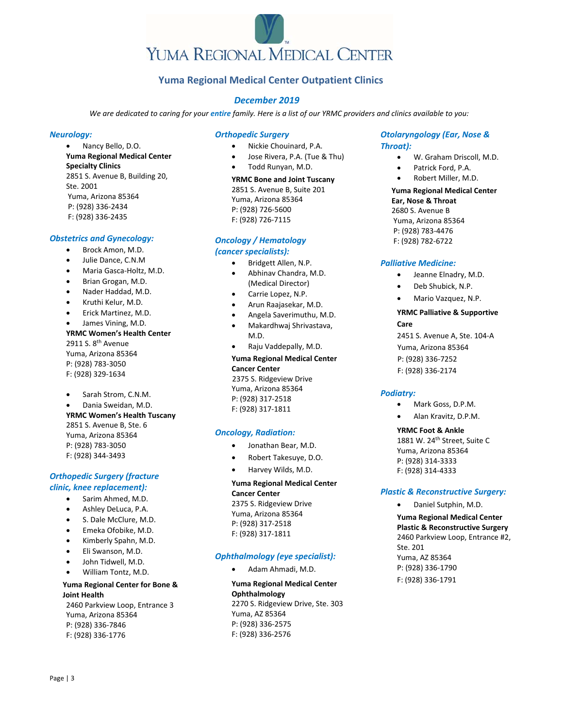# Yuma Regional Medical Center

## Yuma Regional Medical Center Outpatient Clinics

### *December 2019*

*We are dedicated to caring for your* ***entire*** *family. Here is a list of our YRMC providers and clinics available to you:*

### *Neurology:*

- Nancy Bello, D.O.

**Yuma Regional Medical Center Specialty Clinics**
2851 S. Avenue B, Building 20, Ste. 2001
Yuma, Arizona 85364
P: (928) 336-2434
F: (928) 336-2435

### *Obstetrics and Gynecology:*

- Brock Amon, M.D.
- Julie Dance, C.N.M
- Maria Gasca-Holtz, M.D.
- Brian Grogan, M.D.
- Nader Haddad, M.D.
- Kruthi Kelur, M.D.
- Erick Martinez, M.D.
- James Vining, M.D.

**YRMC Women's Health Center**
2911 S. 8th Avenue
Yuma, Arizona 85364
P: (928) 783-3050
F: (928) 329-1634

- Sarah Strom, C.N.M.
- Dania Sweidan, M.D.

**YRMC Women's Health Tuscany**
2851 S. Avenue B, Ste. 6
Yuma, Arizona 85364
P: (928) 783-3050
F: (928) 344-3493

### *Orthopedic Surgery (fracture clinic, knee replacement):*

- Sarim Ahmed, M.D.
- Ashley DeLuca, P.A.
- S. Dale McClure, M.D.
- Emeka Ofobike, M.D.
- Kimberly Spahn, M.D.
- Eli Swanson, M.D.
- John Tidwell, M.D.
- William Tontz, M.D.

**Yuma Regional Center for Bone & Joint Health**
2460 Parkview Loop, Entrance 3
Yuma, Arizona 85364
P: (928) 336-7846
F: (928) 336-1776

### *Orthopedic Surgery*

- Nickie Chouinard, P.A.
- Jose Rivera, P.A. (Tue & Thu)
- Todd Runyan, M.D.

**YRMC Bone and Joint Tuscany**
2851 S. Avenue B, Suite 201
Yuma, Arizona 85364
P: (928) 726-5600
F: (928) 726-7115

### *Oncology / Hematology (cancer specialists):*

- Bridgett Allen, N.P.
- Abhinav Chandra, M.D. (Medical Director)
- Carrie Lopez, N.P.
- Arun Raajasekar, M.D.
- Angela Saverimuthu, M.D.
- Makardhwaj Shrivastava, M.D.
- Raju Vaddepally, M.D.

**Yuma Regional Medical Center Cancer Center**
2375 S. Ridgeview Drive
Yuma, Arizona 85364
P: (928) 317-2518
F: (928) 317-1811

### *Oncology, Radiation:*

- Jonathan Bear, M.D.
- Robert Takesuye, D.O.
- Harvey Wilds, M.D.

**Yuma Regional Medical Center Cancer Center**
2375 S. Ridgeview Drive
Yuma, Arizona 85364
P: (928) 317-2518
F: (928) 317-1811

### *Ophthalmology (eye specialist):*

- Adam Ahmadi, M.D.

**Yuma Regional Medical Center Ophthalmology**
2270 S. Ridgeview Drive, Ste. 303
Yuma, AZ 85364
P: (928) 336-2575
F: (928) 336-2576

### *Otolaryngology (Ear, Nose & Throat):*

- W. Graham Driscoll, M.D.
- Patrick Ford, P.A.
- Robert Miller, M.D.

**Yuma Regional Medical Center Ear, Nose & Throat**
2680 S. Avenue B
Yuma, Arizona 85364
P: (928) 783-4476
F: (928) 782-6722

### *Palliative Medicine:*

- Jeanne Elnadry, M.D.
- Deb Shubick, N.P.
- Mario Vazquez, N.P.

**YRMC Palliative & Supportive Care**
2451 S. Avenue A, Ste. 104-A
Yuma, Arizona 85364
P: (928) 336-7252
F: (928) 336-2174

### *Podiatry:*

- Mark Goss, D.P.M.
- Alan Kravitz, D.P.M.

**YRMC Foot & Ankle**
1881 W. 24th Street, Suite C
Yuma, Arizona 85364
P: (928) 314-3333
F: (928) 314-4333

### *Plastic & Reconstructive Surgery:*

- Daniel Sutphin, M.D.

**Yuma Regional Medical Center Plastic & Reconstructive Surgery**
2460 Parkview Loop, Entrance #2, Ste. 201
Yuma, AZ 85364
P: (928) 336-1790
F: (928) 336-1791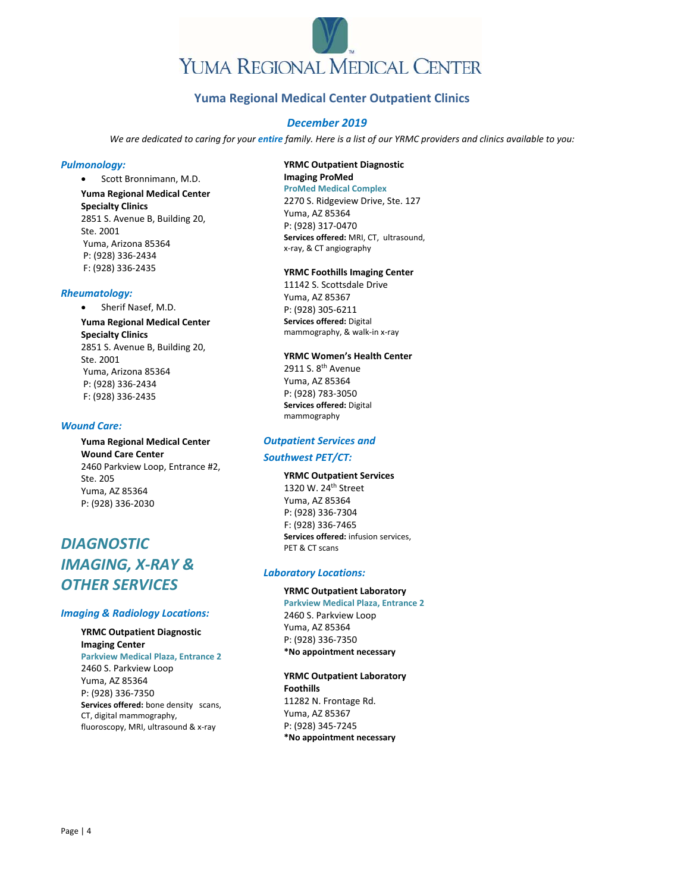# Yuma Regional Medical Center

## Yuma Regional Medical Center Outpatient Clinics

### *December 2019*

*We are dedicated to caring for your **entire** family. Here is a list of our YRMC providers and clinics available to you:*

### *Pulmonology:*

- Scott Bronnimann, M.D.

**Yuma Regional Medical Center Specialty Clinics**
2851 S. Avenue B, Building 20, Ste. 2001
Yuma, Arizona 85364
P: (928) 336-2434
F: (928) 336-2435

### *Rheumatology:*

- Sherif Nasef, M.D.

**Yuma Regional Medical Center Specialty Clinics**
2851 S. Avenue B, Building 20, Ste. 2001
Yuma, Arizona 85364
P: (928) 336-2434
F: (928) 336-2435

### *Wound Care:*

**Yuma Regional Medical Center Wound Care Center**
2460 Parkview Loop, Entrance #2, Ste. 205
Yuma, AZ 85364
P: (928) 336-2030

## *DIAGNOSTIC IMAGING, X-RAY & OTHER SERVICES*

### *Imaging & Radiology Locations:*

**YRMC Outpatient Diagnostic Imaging Center**
**Parkview Medical Plaza, Entrance 2**
2460 S. Parkview Loop
Yuma, AZ 85364
P: (928) 336-7350
**Services offered:** bone density scans, CT, digital mammography, fluoroscopy, MRI, ultrasound & x-ray

**YRMC Outpatient Diagnostic Imaging ProMed**
**ProMed Medical Complex**
2270 S. Ridgeview Drive, Ste. 127
Yuma, AZ 85364
P: (928) 317-0470
**Services offered:** MRI, CT, ultrasound, x-ray, & CT angiography

**YRMC Foothills Imaging Center**
11142 S. Scottsdale Drive
Yuma, AZ 85367
P: (928) 305-6211
**Services offered:** Digital mammography, & walk-in x-ray

**YRMC Women's Health Center**
2911 S. 8th Avenue
Yuma, AZ 85364
P: (928) 783-3050
**Services offered:** Digital mammography

### *Outpatient Services and Southwest PET/CT:*

**YRMC Outpatient Services**
1320 W. 24th Street
Yuma, AZ 85364
P: (928) 336-7304
F: (928) 336-7465
**Services offered:** infusion services, PET & CT scans

### *Laboratory Locations:*

**YRMC Outpatient Laboratory**
**Parkview Medical Plaza, Entrance 2**
2460 S. Parkview Loop
Yuma, AZ 85364
P: (928) 336-7350
***No appointment necessary**

**YRMC Outpatient Laboratory Foothills**
11282 N. Frontage Rd.
Yuma, AZ 85367
P: (928) 345-7245
***No appointment necessary**